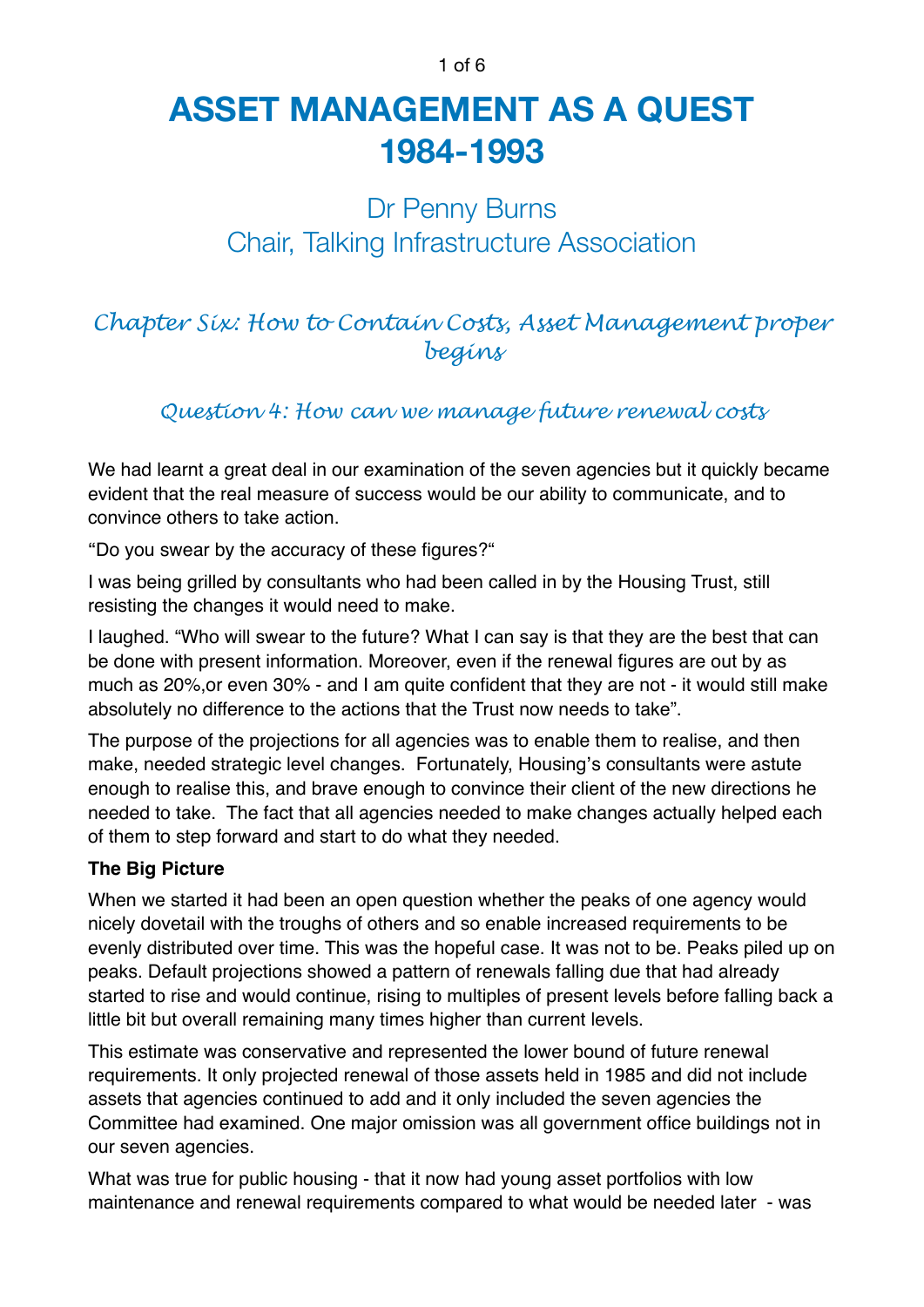# ASSET MANAGEMENT AS A QUEST 1984-1993

## Dr Penny Burns
## Chair, Talking Infrastructure Association

### *Chapter Six: How to Contain Costs, Asset Management proper begins*

#### *Question 4: How can we manage future renewal costs*

We had learnt a great deal in our examination of the seven agencies but it quickly became evident that the real measure of success would be our ability to communicate, and to convince others to take action.

"Do you swear by the accuracy of these figures?"

I was being grilled by consultants who had been called in by the Housing Trust, still resisting the changes it would need to make.

I laughed. "Who will swear to the future? What I can say is that they are the best that can be done with present information. Moreover, even if the renewal figures are out by as much as 20%,or even 30% - and I am quite confident that they are not - it would still make absolutely no difference to the actions that the Trust now needs to take".

The purpose of the projections for all agencies was to enable them to realise, and then make, needed strategic level changes. Fortunately, Housing's consultants were astute enough to realise this, and brave enough to convince their client of the new directions he needed to take. The fact that all agencies needed to make changes actually helped each of them to step forward and start to do what they needed.

**The Big Picture**

When we started it had been an open question whether the peaks of one agency would nicely dovetail with the troughs of others and so enable increased requirements to be evenly distributed over time. This was the hopeful case. It was not to be. Peaks piled up on peaks. Default projections showed a pattern of renewals falling due that had already started to rise and would continue, rising to multiples of present levels before falling back a little bit but overall remaining many times higher than current levels.

This estimate was conservative and represented the lower bound of future renewal requirements. It only projected renewal of those assets held in 1985 and did not include assets that agencies continued to add and it only included the seven agencies the Committee had examined. One major omission was all government office buildings not in our seven agencies.

What was true for public housing - that it now had young asset portfolios with low maintenance and renewal requirements compared to what would be needed later - was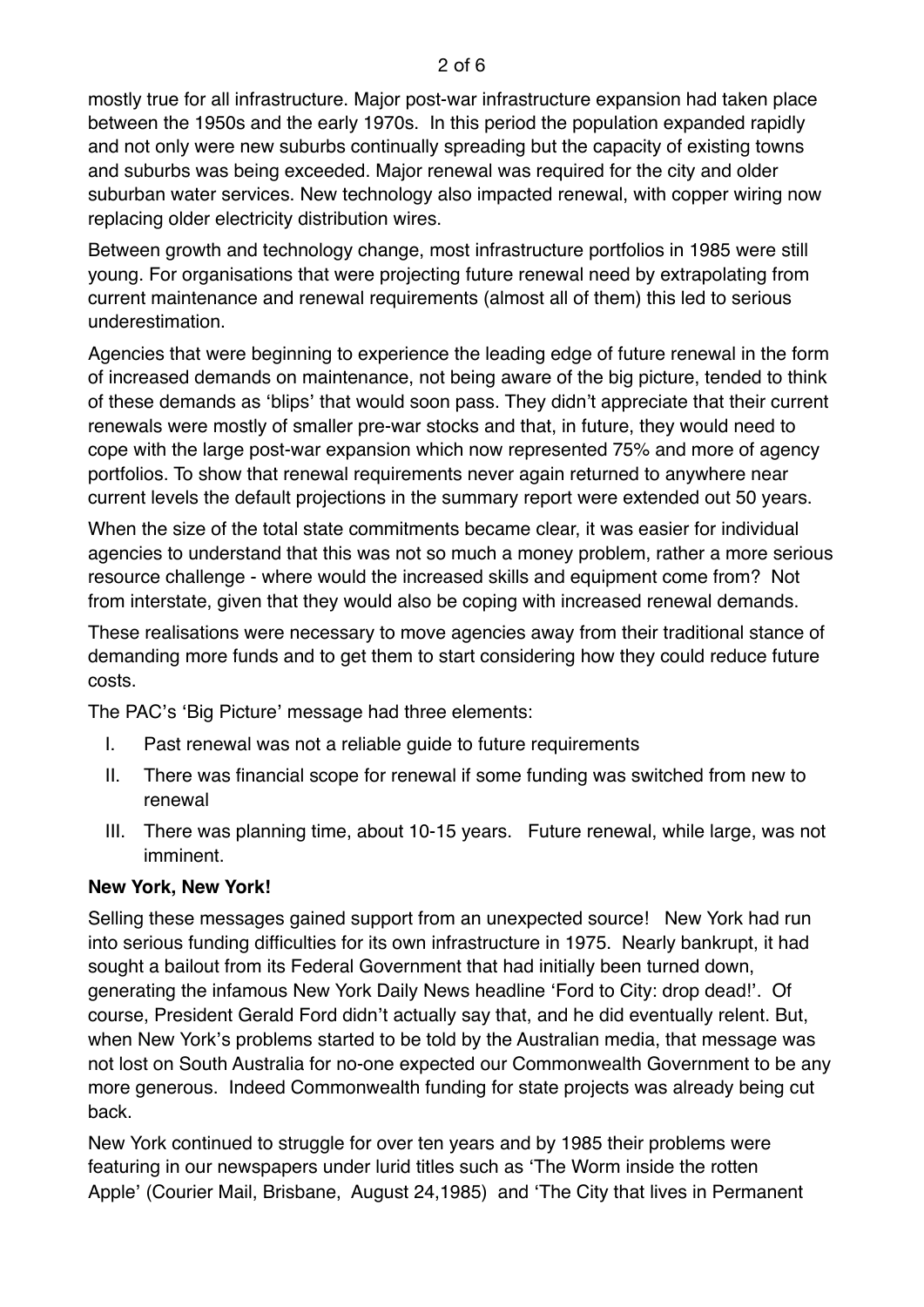mostly true for all infrastructure. Major post-war infrastructure expansion had taken place between the 1950s and the early 1970s. In this period the population expanded rapidly and not only were new suburbs continually spreading but the capacity of existing towns and suburbs was being exceeded. Major renewal was required for the city and older suburban water services. New technology also impacted renewal, with copper wiring now replacing older electricity distribution wires.

Between growth and technology change, most infrastructure portfolios in 1985 were still young. For organisations that were projecting future renewal need by extrapolating from current maintenance and renewal requirements (almost all of them) this led to serious underestimation.

Agencies that were beginning to experience the leading edge of future renewal in the form of increased demands on maintenance, not being aware of the big picture, tended to think of these demands as 'blips' that would soon pass. They didn't appreciate that their current renewals were mostly of smaller pre-war stocks and that, in future, they would need to cope with the large post-war expansion which now represented 75% and more of agency portfolios. To show that renewal requirements never again returned to anywhere near current levels the default projections in the summary report were extended out 50 years.

When the size of the total state commitments became clear, it was easier for individual agencies to understand that this was not so much a money problem, rather a more serious resource challenge - where would the increased skills and equipment come from? Not from interstate, given that they would also be coping with increased renewal demands.

These realisations were necessary to move agencies away from their traditional stance of demanding more funds and to get them to start considering how they could reduce future costs.

The PAC's 'Big Picture' message had three elements:

I. Past renewal was not a reliable guide to future requirements
II. There was financial scope for renewal if some funding was switched from new to renewal
III. There was planning time, about 10-15 years. Future renewal, while large, was not imminent.

**New York, New York!**

Selling these messages gained support from an unexpected source! New York had run into serious funding difficulties for its own infrastructure in 1975. Nearly bankrupt, it had sought a bailout from its Federal Government that had initially been turned down, generating the infamous New York Daily News headline 'Ford to City: drop dead!'. Of course, President Gerald Ford didn't actually say that, and he did eventually relent. But, when New York's problems started to be told by the Australian media, that message was not lost on South Australia for no-one expected our Commonwealth Government to be any more generous. Indeed Commonwealth funding for state projects was already being cut back.

New York continued to struggle for over ten years and by 1985 their problems were featuring in our newspapers under lurid titles such as 'The Worm inside the rotten Apple' (Courier Mail, Brisbane, August 24,1985) and 'The City that lives in Permanent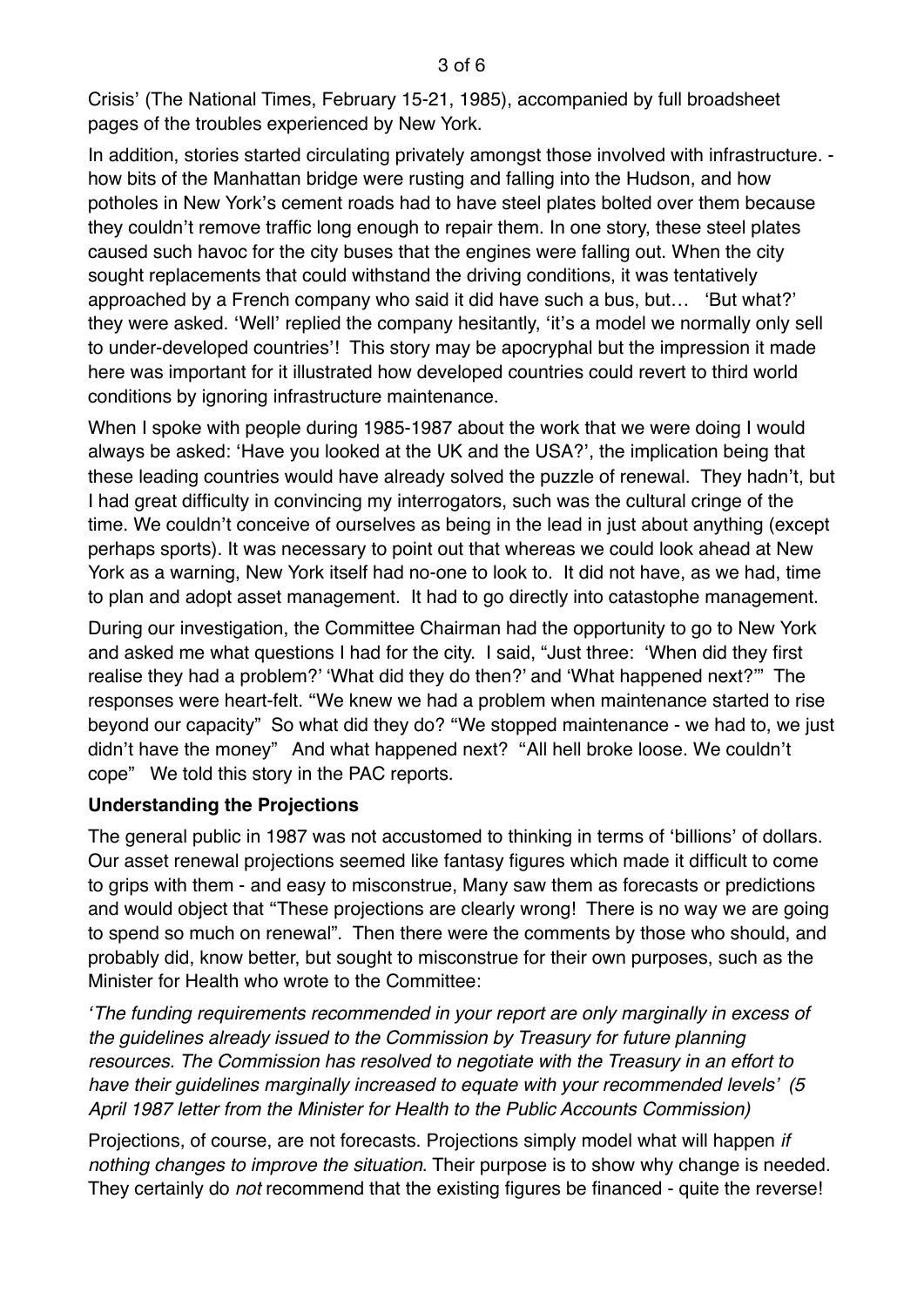Crisis' (The National Times, February 15-21, 1985), accompanied by full broadsheet pages of the troubles experienced by New York.

In addition, stories started circulating privately amongst those involved with infrastructure. - how bits of the Manhattan bridge were rusting and falling into the Hudson, and how potholes in New York's cement roads had to have steel plates bolted over them because they couldn't remove traffic long enough to repair them. In one story, these steel plates caused such havoc for the city buses that the engines were falling out. When the city sought replacements that could withstand the driving conditions, it was tentatively approached by a French company who said it did have such a bus, but… 'But what?' they were asked. 'Well' replied the company hesitantly, 'it's a model we normally only sell to under-developed countries'! This story may be apocryphal but the impression it made here was important for it illustrated how developed countries could revert to third world conditions by ignoring infrastructure maintenance.

When I spoke with people during 1985-1987 about the work that we were doing I would always be asked: 'Have you looked at the UK and the USA?', the implication being that these leading countries would have already solved the puzzle of renewal. They hadn't, but I had great difficulty in convincing my interrogators, such was the cultural cringe of the time. We couldn't conceive of ourselves as being in the lead in just about anything (except perhaps sports). It was necessary to point out that whereas we could look ahead at New York as a warning, New York itself had no-one to look to. It did not have, as we had, time to plan and adopt asset management. It had to go directly into catastophe management.

During our investigation, the Committee Chairman had the opportunity to go to New York and asked me what questions I had for the city. I said, "Just three: 'When did they first realise they had a problem?' 'What did they do then?' and 'What happened next?'" The responses were heart-felt. "We knew we had a problem when maintenance started to rise beyond our capacity" So what did they do? "We stopped maintenance - we had to, we just didn't have the money" And what happened next? "All hell broke loose. We couldn't cope" We told this story in the PAC reports.

**Understanding the Projections**

The general public in 1987 was not accustomed to thinking in terms of 'billions' of dollars. Our asset renewal projections seemed like fantasy figures which made it difficult to come to grips with them - and easy to misconstrue, Many saw them as forecasts or predictions and would object that "These projections are clearly wrong! There is no way we are going to spend so much on renewal". Then there were the comments by those who should, and probably did, know better, but sought to misconstrue for their own purposes, such as the Minister for Health who wrote to the Committee:

*'The funding requirements recommended in your report are only marginally in excess of the guidelines already issued to the Commission by Treasury for future planning resources. The Commission has resolved to negotiate with the Treasury in an effort to have their guidelines marginally increased to equate with your recommended levels' (5 April 1987 letter from the Minister for Health to the Public Accounts Commission)*

Projections, of course, are not forecasts. Projections simply model what will happen *if nothing changes to improve the situation*. Their purpose is to show why change is needed. They certainly do *not* recommend that the existing figures be financed - quite the reverse!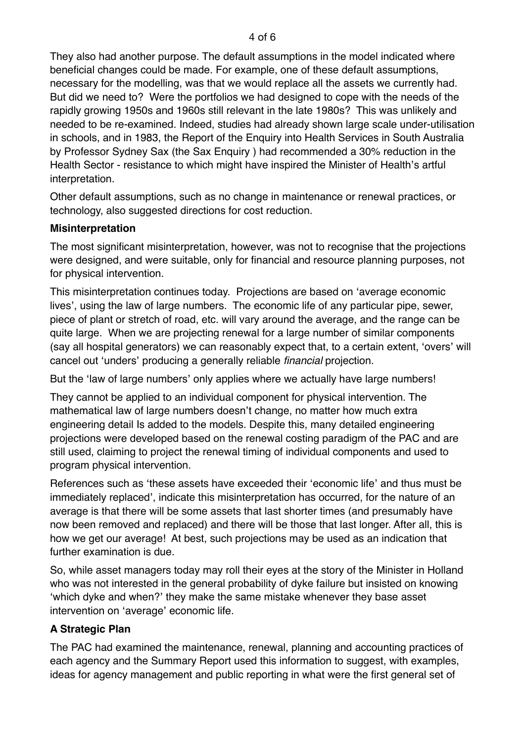They also had another purpose. The default assumptions in the model indicated where beneficial changes could be made. For example, one of these default assumptions, necessary for the modelling, was that we would replace all the assets we currently had. But did we need to? Were the portfolios we had designed to cope with the needs of the rapidly growing 1950s and 1960s still relevant in the late 1980s? This was unlikely and needed to be re-examined. Indeed, studies had already shown large scale under-utilisation in schools, and in 1983, the Report of the Enquiry into Health Services in South Australia by Professor Sydney Sax (the Sax Enquiry ) had recommended a 30% reduction in the Health Sector - resistance to which might have inspired the Minister of Health's artful interpretation.

Other default assumptions, such as no change in maintenance or renewal practices, or technology, also suggested directions for cost reduction.

**Misinterpretation**

The most significant misinterpretation, however, was not to recognise that the projections were designed, and were suitable, only for financial and resource planning purposes, not for physical intervention.

This misinterpretation continues today. Projections are based on 'average economic lives', using the law of large numbers. The economic life of any particular pipe, sewer, piece of plant or stretch of road, etc. will vary around the average, and the range can be quite large. When we are projecting renewal for a large number of similar components (say all hospital generators) we can reasonably expect that, to a certain extent, 'overs' will cancel out 'unders' producing a generally reliable *financial* projection.

But the 'law of large numbers' only applies where we actually have large numbers!

They cannot be applied to an individual component for physical intervention. The mathematical law of large numbers doesn't change, no matter how much extra engineering detail Is added to the models. Despite this, many detailed engineering projections were developed based on the renewal costing paradigm of the PAC and are still used, claiming to project the renewal timing of individual components and used to program physical intervention.

References such as 'these assets have exceeded their 'economic life' and thus must be immediately replaced', indicate this misinterpretation has occurred, for the nature of an average is that there will be some assets that last shorter times (and presumably have now been removed and replaced) and there will be those that last longer. After all, this is how we get our average! At best, such projections may be used as an indication that further examination is due.

So, while asset managers today may roll their eyes at the story of the Minister in Holland who was not interested in the general probability of dyke failure but insisted on knowing 'which dyke and when?' they make the same mistake whenever they base asset intervention on 'average' economic life.

**A Strategic Plan**

The PAC had examined the maintenance, renewal, planning and accounting practices of each agency and the Summary Report used this information to suggest, with examples, ideas for agency management and public reporting in what were the first general set of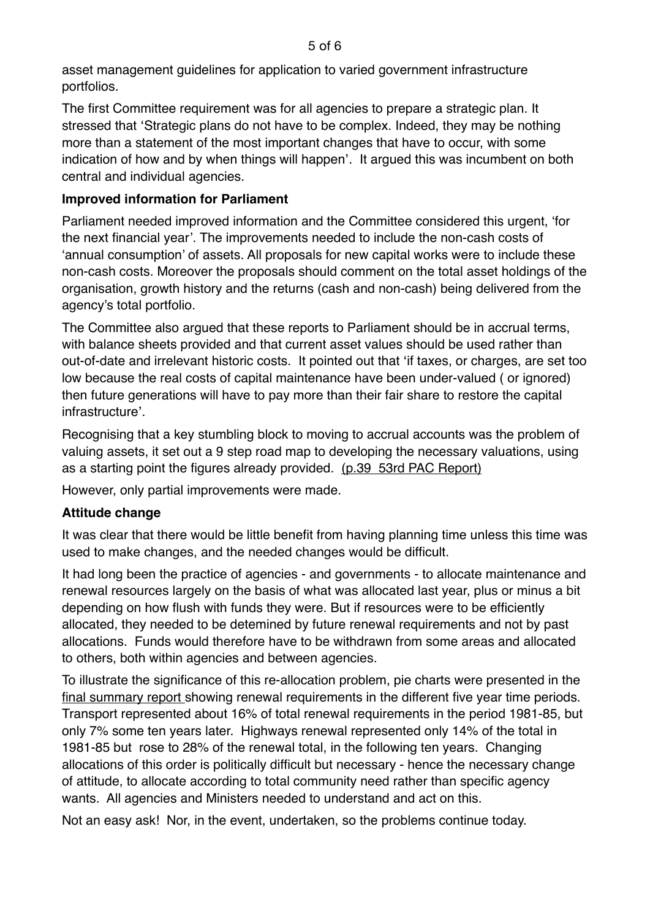asset management guidelines for application to varied government infrastructure portfolios.

The first Committee requirement was for all agencies to prepare a strategic plan. It stressed that 'Strategic plans do not have to be complex. Indeed, they may be nothing more than a statement of the most important changes that have to occur, with some indication of how and by when things will happen'. It argued this was incumbent on both central and individual agencies.

**Improved information for Parliament**

Parliament needed improved information and the Committee considered this urgent, 'for the next financial year'. The improvements needed to include the non-cash costs of 'annual consumption' of assets. All proposals for new capital works were to include these non-cash costs. Moreover the proposals should comment on the total asset holdings of the organisation, growth history and the returns (cash and non-cash) being delivered from the agency's total portfolio.

The Committee also argued that these reports to Parliament should be in accrual terms, with balance sheets provided and that current asset values should be used rather than out-of-date and irrelevant historic costs. It pointed out that 'if taxes, or charges, are set too low because the real costs of capital maintenance have been under-valued ( or ignored) then future generations will have to pay more than their fair share to restore the capital infrastructure'.

Recognising that a key stumbling block to moving to accrual accounts was the problem of valuing assets, it set out a 9 step road map to developing the necessary valuations, using as a starting point the figures already provided. (p.39 53rd PAC Report)

However, only partial improvements were made.

**Attitude change**

It was clear that there would be little benefit from having planning time unless this time was used to make changes, and the needed changes would be difficult.

It had long been the practice of agencies - and governments - to allocate maintenance and renewal resources largely on the basis of what was allocated last year, plus or minus a bit depending on how flush with funds they were. But if resources were to be efficiently allocated, they needed to be detemined by future renewal requirements and not by past allocations. Funds would therefore have to be withdrawn from some areas and allocated to others, both within agencies and between agencies.

To illustrate the significance of this re-allocation problem, pie charts were presented in the final summary report showing renewal requirements in the different five year time periods. Transport represented about 16% of total renewal requirements in the period 1981-85, but only 7% some ten years later. Highways renewal represented only 14% of the total in 1981-85 but rose to 28% of the renewal total, in the following ten years. Changing allocations of this order is politically difficult but necessary - hence the necessary change of attitude, to allocate according to total community need rather than specific agency wants. All agencies and Ministers needed to understand and act on this.

Not an easy ask! Nor, in the event, undertaken, so the problems continue today.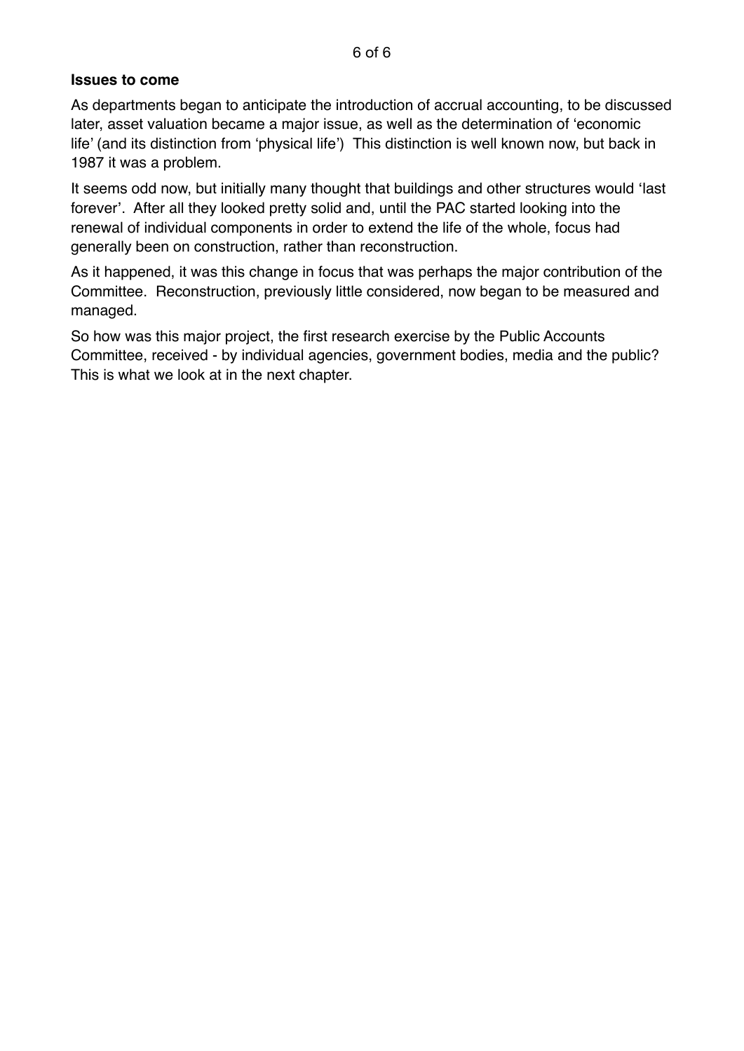**Issues to come**

As departments began to anticipate the introduction of accrual accounting, to be discussed later, asset valuation became a major issue, as well as the determination of 'economic life' (and its distinction from 'physical life') This distinction is well known now, but back in 1987 it was a problem.

It seems odd now, but initially many thought that buildings and other structures would 'last forever'. After all they looked pretty solid and, until the PAC started looking into the renewal of individual components in order to extend the life of the whole, focus had generally been on construction, rather than reconstruction.

As it happened, it was this change in focus that was perhaps the major contribution of the Committee. Reconstruction, previously little considered, now began to be measured and managed.

So how was this major project, the first research exercise by the Public Accounts Committee, received - by individual agencies, government bodies, media and the public? This is what we look at in the next chapter.